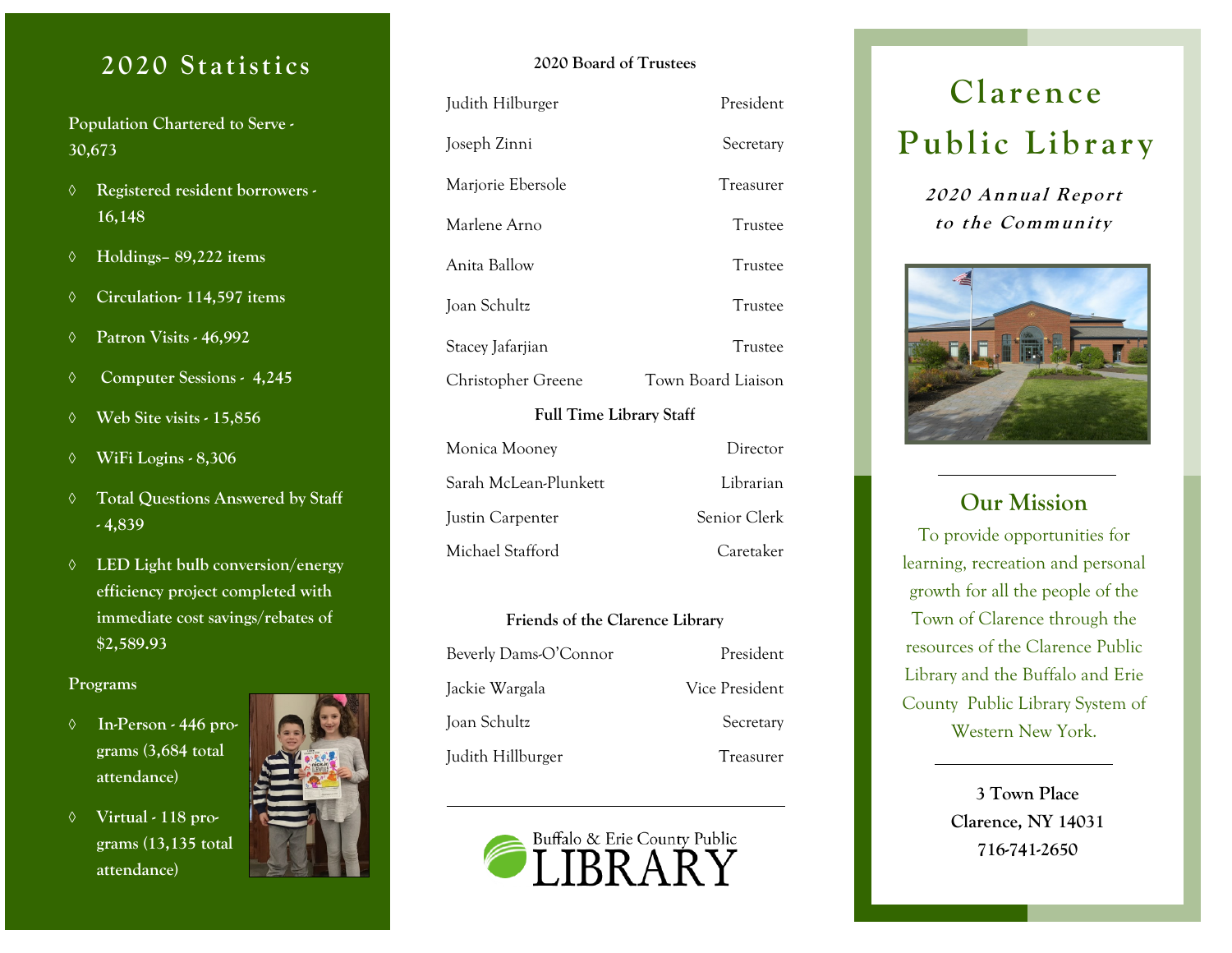## 2020 Statistics

**Population Chartered to Serve - 30,673**

- **Registered resident borrowers - 16,148**
- **Holdings– 89,222 items**
- **Circulation- 114,597 items**
- **Patron Visits - 46,992**
- **Computer Sessions - 4,245**
- **Web Site visits - 15,856**
- **WiFi Logins - 8,306**
- **Total Questions Answered by Staff - 4,839**
- **LED Light bulb conversion/energy efficiency project completed with immediate cost savings/rebates of $2,589.93**

**Programs**

- **In-Person - 446 programs (3,684 total attendance)**
- **Virtual - 118 programs (13,135 total attendance)**

**2020 Board of Trustees**

| Name | Position |
|---|---|
| Judith Hilburger | President |
| Joseph Zinni | Secretary |
| Marjorie Ebersole | Treasurer |
| Marlene Arno | Trustee |
| Anita Ballow | Trustee |
| Joan Schultz | Trustee |
| Stacey Jafarjian | Trustee |
| Christopher Greene | Town Board Liaison |

**Full Time Library Staff**

| Name | Position |
|---|---|
| Monica Mooney | Director |
| Sarah McLean-Plunkett | Librarian |
| Justin Carpenter | Senior Clerk |
| Michael Stafford | Caretaker |

**Friends of the Clarence Library**

| Name | Position |
|---|---|
| Beverly Dams-O'Connor | President |
| Jackie Wargala | Vice President |
| Joan Schultz | Secretary |
| Judith Hillburger | Treasurer |

Buffalo & Erie County Public LIBRARY

# Clarence Public Library

***2020 Annual Report to the Community***

## Our Mission

To provide opportunities for learning, recreation and personal growth for all the people of the Town of Clarence through the resources of the Clarence Public Library and the Buffalo and Erie County Public Library System of Western New York.

**3 Town Place**
**Clarence, NY 14031**
**716-741-2650**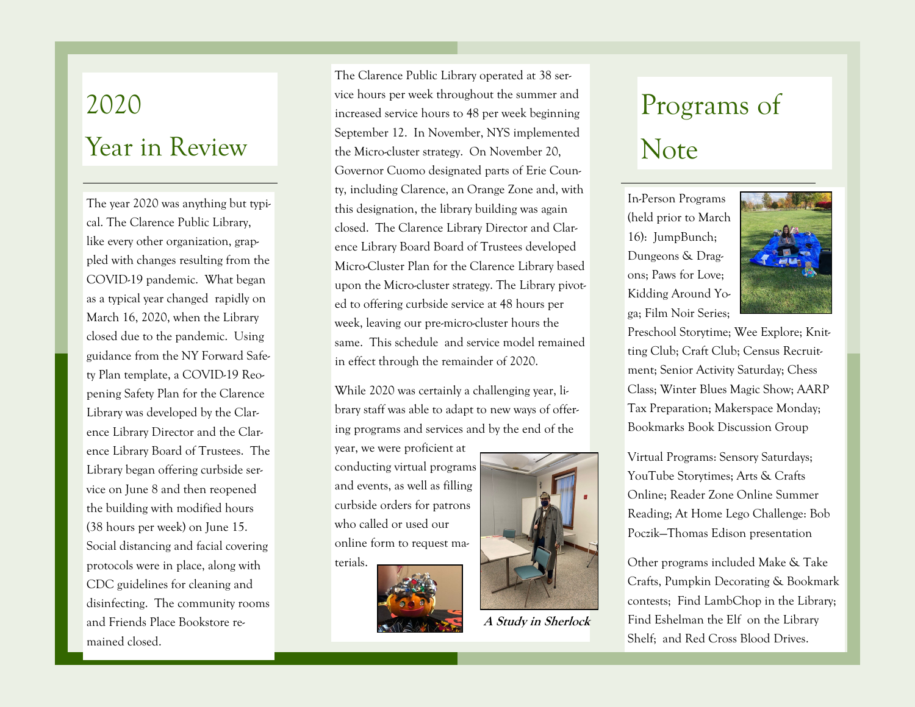# 2020 Year in Review

The year 2020 was anything but typical. The Clarence Public Library, like every other organization, grappled with changes resulting from the COVID-19 pandemic. What began as a typical year changed rapidly on March 16, 2020, when the Library closed due to the pandemic. Using guidance from the NY Forward Safety Plan template, a COVID-19 Reopening Safety Plan for the Clarence Library was developed by the Clarence Library Director and the Clarence Library Board of Trustees. The Library began offering curbside service on June 8 and then reopened the building with modified hours (38 hours per week) on June 15. Social distancing and facial covering protocols were in place, along with CDC guidelines for cleaning and disinfecting. The community rooms and Friends Place Bookstore remained closed.

The Clarence Public Library operated at 38 service hours per week throughout the summer and increased service hours to 48 per week beginning September 12. In November, NYS implemented the Micro-cluster strategy. On November 20, Governor Cuomo designated parts of Erie County, including Clarence, an Orange Zone and, with this designation, the library building was again closed. The Clarence Library Director and Clarence Library Board Board of Trustees developed Micro-Cluster Plan for the Clarence Library based upon the Micro-cluster strategy. The Library pivoted to offering curbside service at 48 hours per week, leaving our pre-micro-cluster hours the same. This schedule and service model remained in effect through the remainder of 2020.

While 2020 was certainly a challenging year, library staff was able to adapt to new ways of offering programs and services and by the end of the year, we were proficient at conducting virtual programs and events, as well as filling curbside orders for patrons who called or used our online form to request materials.

***A Study in Sherlock***

# Programs of Note

In-Person Programs (held prior to March 16): JumpBunch; Dungeons & Dragons; Paws for Love; Kidding Around Yoga; Film Noir Series; Preschool Storytime; Wee Explore; Knitting Club; Craft Club; Census Recruitment; Senior Activity Saturday; Chess Class; Winter Blues Magic Show; AARP Tax Preparation; Makerspace Monday; Bookmarks Book Discussion Group

Virtual Programs: Sensory Saturdays; YouTube Storytimes; Arts & Crafts Online; Reader Zone Online Summer Reading; At Home Lego Challenge: Bob Poczik—Thomas Edison presentation

Other programs included Make & Take Crafts, Pumpkin Decorating & Bookmark contests; Find LambChop in the Library; Find Eshelman the Elf on the Library Shelf; and Red Cross Blood Drives.